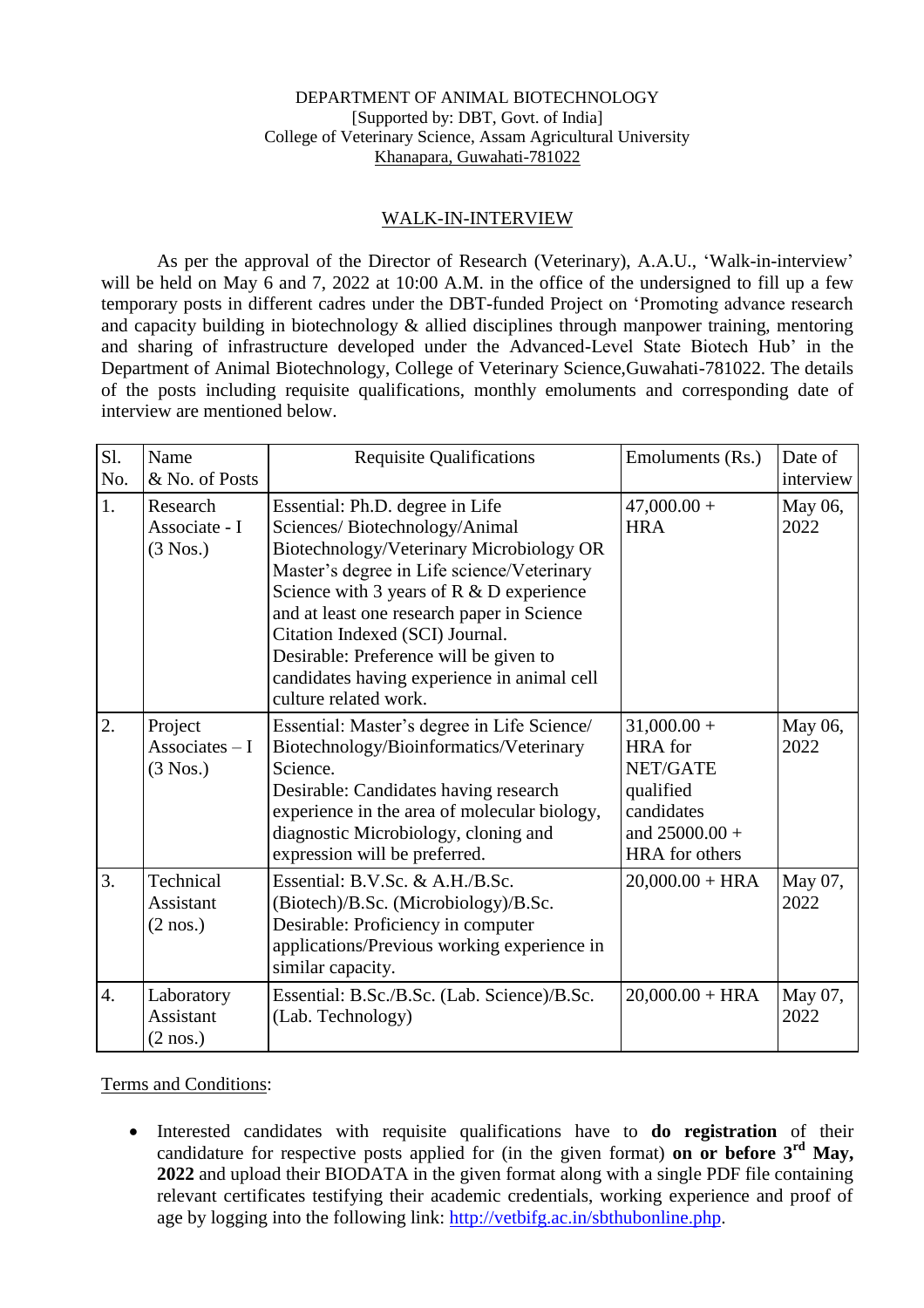DEPARTMENT OF ANIMAL BIOTECHNOLOGY
[Supported by: DBT, Govt. of India]
College of Veterinary Science, Assam Agricultural University
Khanapara, Guwahati-781022

## WALK-IN-INTERVIEW

As per the approval of the Director of Research (Veterinary), A.A.U., 'Walk-in-interview' will be held on May 6 and 7, 2022 at 10:00 A.M. in the office of the undersigned to fill up a few temporary posts in different cadres under the DBT-funded Project on 'Promoting advance research and capacity building in biotechnology & allied disciplines through manpower training, mentoring and sharing of infrastructure developed under the Advanced-Level State Biotech Hub' in the Department of Animal Biotechnology, College of Veterinary Science,Guwahati-781022. The details of the posts including requisite qualifications, monthly emoluments and corresponding date of interview are mentioned below.

| Sl. No. | Name & No. of Posts | Requisite Qualifications | Emoluments (Rs.) | Date of interview |
|---|---|---|---|---|
| 1. | Research Associate - I (3 Nos.) | Essential: Ph.D. degree in Life Sciences/ Biotechnology/Animal Biotechnology/Veterinary Microbiology OR Master's degree in Life science/Veterinary Science with 3 years of R & D experience and at least one research paper in Science Citation Indexed (SCI) Journal. Desirable: Preference will be given to candidates having experience in animal cell culture related work. | 47,000.00 + HRA | May 06, 2022 |
| 2. | Project Associates – I (3 Nos.) | Essential: Master's degree in Life Science/ Biotechnology/Bioinformatics/Veterinary Science. Desirable: Candidates having research experience in the area of molecular biology, diagnostic Microbiology, cloning and expression will be preferred. | 31,000.00 + HRA for NET/GATE qualified candidates and 25000.00 + HRA for others | May 06, 2022 |
| 3. | Technical Assistant (2 nos.) | Essential: B.V.Sc. & A.H./B.Sc. (Biotech)/B.Sc. (Microbiology)/B.Sc. Desirable: Proficiency in computer applications/Previous working experience in similar capacity. | 20,000.00 + HRA | May 07, 2022 |
| 4. | Laboratory Assistant (2 nos.) | Essential: B.Sc./B.Sc. (Lab. Science)/B.Sc. (Lab. Technology) | 20,000.00 + HRA | May 07, 2022 |

Terms and Conditions:

- Interested candidates with requisite qualifications have to **do registration** of their candidature for respective posts applied for (in the given format) **on or before 3rd May, 2022** and upload their BIODATA in the given format along with a single PDF file containing relevant certificates testifying their academic credentials, working experience and proof of age by logging into the following link: http://vetbifg.ac.in/sbthubonline.php.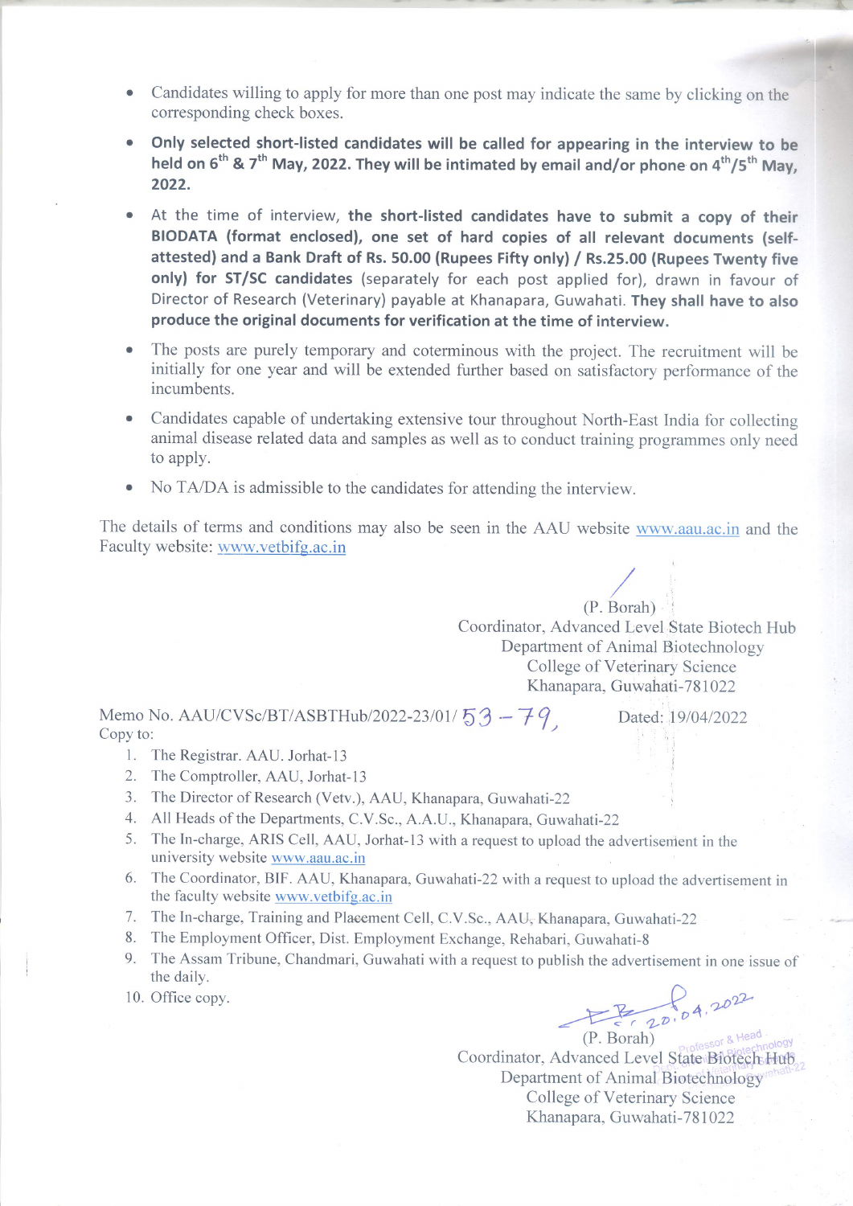- Candidates willing to apply for more than one post may indicate the same by clicking on the corresponding check boxes.
- **Only selected short-listed candidates will be called for appearing in the interview to be held on 6th & 7th May, 2022. They will be intimated by email and/or phone on 4th/5th May, 2022.**
- At the time of interview, **the short-listed candidates have to submit a copy of their BIODATA (format enclosed), one set of hard copies of all relevant documents (self-attested) and a Bank Draft of Rs. 50.00 (Rupees Fifty only) / Rs.25.00 (Rupees Twenty five only) for ST/SC candidates** (separately for each post applied for), drawn in favour of Director of Research (Veterinary) payable at Khanapara, Guwahati. **They shall have to also produce the original documents for verification at the time of interview.**
- The posts are purely temporary and coterminous with the project. The recruitment will be initially for one year and will be extended further based on satisfactory performance of the incumbents.
- Candidates capable of undertaking extensive tour throughout North-East India for collecting animal disease related data and samples as well as to conduct training programmes only need to apply.
- No TA/DA is admissible to the candidates for attending the interview.

The details of terms and conditions may also be seen in the AAU website www.aau.ac.in and the Faculty website: www.vetbifg.ac.in

(P. Borah)
Coordinator, Advanced Level State Biotech Hub
Department of Animal Biotechnology
College of Veterinary Science
Khanapara, Guwahati-781022

Memo No. AAU/CVSc/BT/ASBTHub/2022-23/01/ 53 – 79, Dated: 19/04/2022

Copy to:

1. The Registrar. AAU. Jorhat-13
2. The Comptroller, AAU, Jorhat-13
3. The Director of Research (Vetv.), AAU, Khanapara, Guwahati-22
4. All Heads of the Departments, C.V.Sc., A.A.U., Khanapara, Guwahati-22
5. The In-charge, ARIS Cell, AAU, Jorhat-13 with a request to upload the advertisement in the university website www.aau.ac.in
6. The Coordinator, BIF. AAU, Khanapara, Guwahati-22 with a request to upload the advertisement in the faculty website www.vetbifg.ac.in
7. The In-charge, Training and Placement Cell, C.V.Sc., AAU, Khanapara, Guwahati-22
8. The Employment Officer, Dist. Employment Exchange, Rehabari, Guwahati-8
9. The Assam Tribune, Chandmari, Guwahati with a request to publish the advertisement in one issue of the daily.
10. Office copy.

20.04.2022

(P. Borah)
Coordinator, Advanced Level State Biotech Hub
Department of Animal Biotechnology
College of Veterinary Science
Khanapara, Guwahati-781022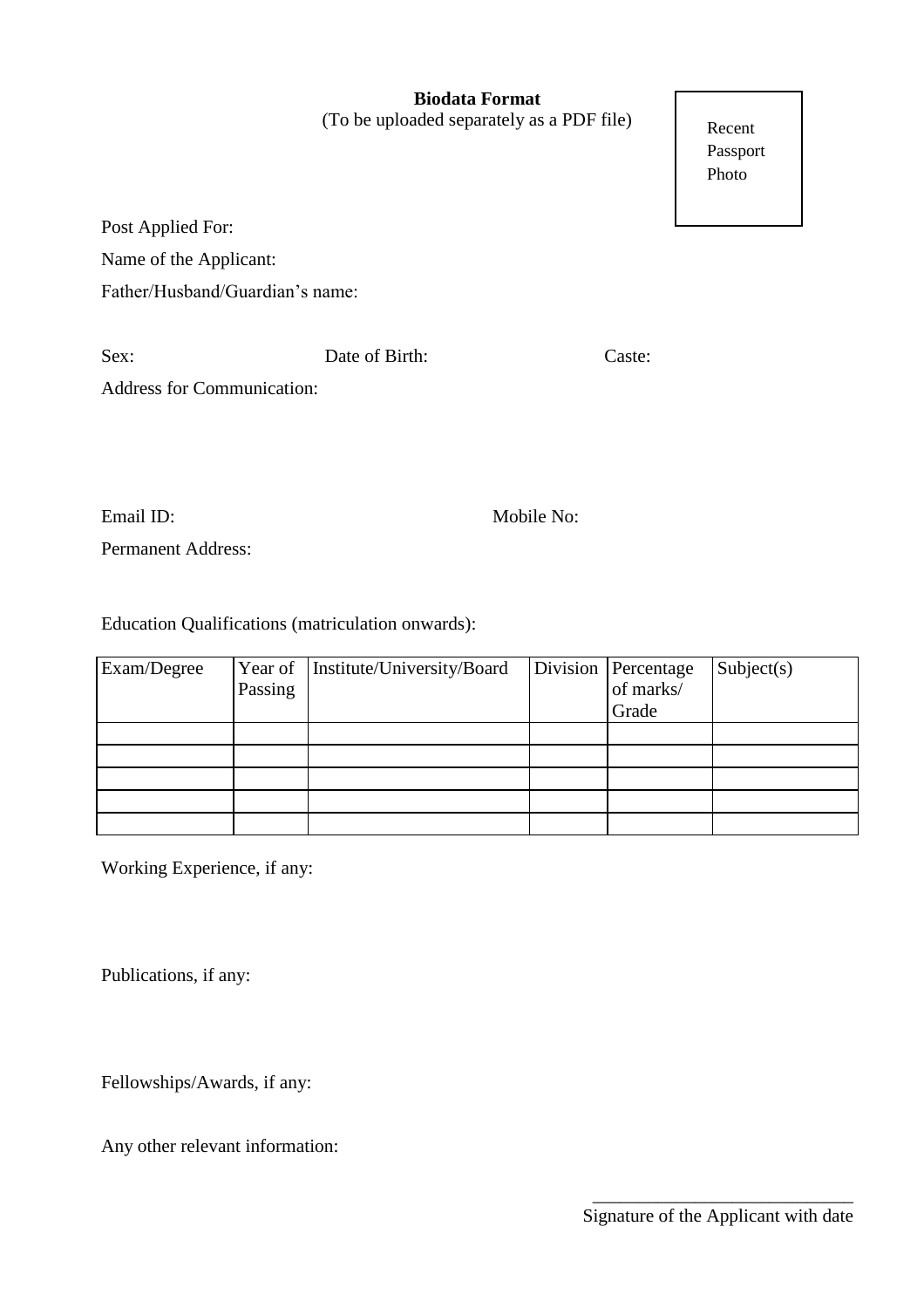**Biodata Format**

(To be uploaded separately as a PDF file)

Recent Passport Photo

Post Applied For:

Name of the Applicant:

Father/Husband/Guardian's name:

Sex: Date of Birth: Caste:

Address for Communication:

Email ID: Mobile No:

Permanent Address:

Education Qualifications (matriculation onwards):

| Exam/Degree | Year of Passing | Institute/University/Board | Division | Percentage of marks/ Grade | Subject(s) |
|---|---|---|---|---|---|
| | | | | | |
| | | | | | |
| | | | | | |
| | | | | | |
| | | | | | |

Working Experience, if any:

Publications, if any:

Fellowships/Awards, if any:

Any other relevant information:

_____________________________

Signature of the Applicant with date